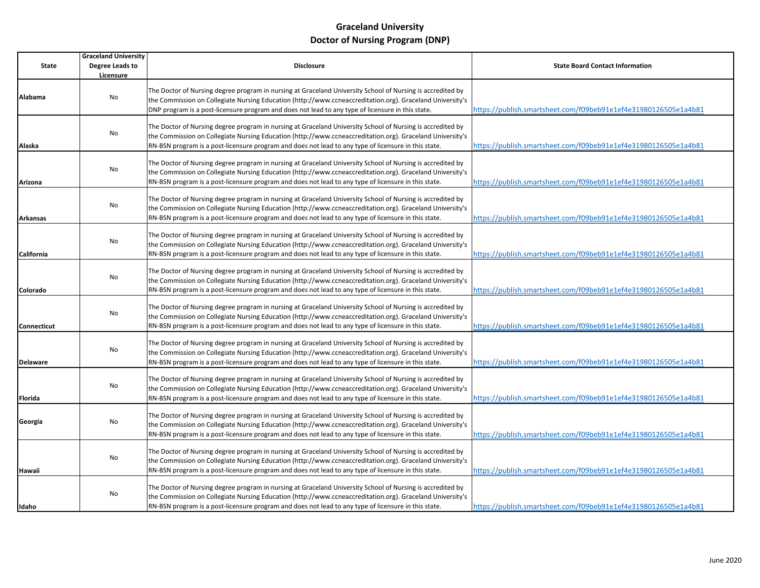# Graceland University
## Doctor of Nursing Program (DNP)

| State | Graceland University Degree Leads to Licensure | Disclosure | State Board Contact Information |
|---|---|---|---|
| Alabama | No | The Doctor of Nursing degree program in nursing at Graceland University School of Nursing is accredited by the Commission on Collegiate Nursing Education (http://www.ccneaccreditation.org). Graceland University's DNP program is a post-licensure program and does not lead to any type of licensure in this state. | https://publish.smartsheet.com/f09beb91e1ef4e31980126505e1a4b81 |
| Alaska | No | The Doctor of Nursing degree program in nursing at Graceland University School of Nursing is accredited by the Commission on Collegiate Nursing Education (http://www.ccneaccreditation.org). Graceland University's RN-BSN program is a post-licensure program and does not lead to any type of licensure in this state. | https://publish.smartsheet.com/f09beb91e1ef4e31980126505e1a4b81 |
| Arizona | No | The Doctor of Nursing degree program in nursing at Graceland University School of Nursing is accredited by the Commission on Collegiate Nursing Education (http://www.ccneaccreditation.org). Graceland University's RN-BSN program is a post-licensure program and does not lead to any type of licensure in this state. | https://publish.smartsheet.com/f09beb91e1ef4e31980126505e1a4b81 |
| Arkansas | No | The Doctor of Nursing degree program in nursing at Graceland University School of Nursing is accredited by the Commission on Collegiate Nursing Education (http://www.ccneaccreditation.org). Graceland University's RN-BSN program is a post-licensure program and does not lead to any type of licensure in this state. | https://publish.smartsheet.com/f09beb91e1ef4e31980126505e1a4b81 |
| California | No | The Doctor of Nursing degree program in nursing at Graceland University School of Nursing is accredited by the Commission on Collegiate Nursing Education (http://www.ccneaccreditation.org). Graceland University's RN-BSN program is a post-licensure program and does not lead to any type of licensure in this state. | https://publish.smartsheet.com/f09beb91e1ef4e31980126505e1a4b81 |
| Colorado | No | The Doctor of Nursing degree program in nursing at Graceland University School of Nursing is accredited by the Commission on Collegiate Nursing Education (http://www.ccneaccreditation.org). Graceland University's RN-BSN program is a post-licensure program and does not lead to any type of licensure in this state. | https://publish.smartsheet.com/f09beb91e1ef4e31980126505e1a4b81 |
| Connecticut | No | The Doctor of Nursing degree program in nursing at Graceland University School of Nursing is accredited by the Commission on Collegiate Nursing Education (http://www.ccneaccreditation.org). Graceland University's RN-BSN program is a post-licensure program and does not lead to any type of licensure in this state. | https://publish.smartsheet.com/f09beb91e1ef4e31980126505e1a4b81 |
| Delaware | No | The Doctor of Nursing degree program in nursing at Graceland University School of Nursing is accredited by the Commission on Collegiate Nursing Education (http://www.ccneaccreditation.org). Graceland University's RN-BSN program is a post-licensure program and does not lead to any type of licensure in this state. | https://publish.smartsheet.com/f09beb91e1ef4e31980126505e1a4b81 |
| Florida | No | The Doctor of Nursing degree program in nursing at Graceland University School of Nursing is accredited by the Commission on Collegiate Nursing Education (http://www.ccneaccreditation.org). Graceland University's RN-BSN program is a post-licensure program and does not lead to any type of licensure in this state. | https://publish.smartsheet.com/f09beb91e1ef4e31980126505e1a4b81 |
| Georgia | No | The Doctor of Nursing degree program in nursing at Graceland University School of Nursing is accredited by the Commission on Collegiate Nursing Education (http://www.ccneaccreditation.org). Graceland University's RN-BSN program is a post-licensure program and does not lead to any type of licensure in this state. | https://publish.smartsheet.com/f09beb91e1ef4e31980126505e1a4b81 |
| Hawaii | No | The Doctor of Nursing degree program in nursing at Graceland University School of Nursing is accredited by the Commission on Collegiate Nursing Education (http://www.ccneaccreditation.org). Graceland University's RN-BSN program is a post-licensure program and does not lead to any type of licensure in this state. | https://publish.smartsheet.com/f09beb91e1ef4e31980126505e1a4b81 |
| Idaho | No | The Doctor of Nursing degree program in nursing at Graceland University School of Nursing is accredited by the Commission on Collegiate Nursing Education (http://www.ccneaccreditation.org). Graceland University's RN-BSN program is a post-licensure program and does not lead to any type of licensure in this state. | https://publish.smartsheet.com/f09beb91e1ef4e31980126505e1a4b81 |

June 2020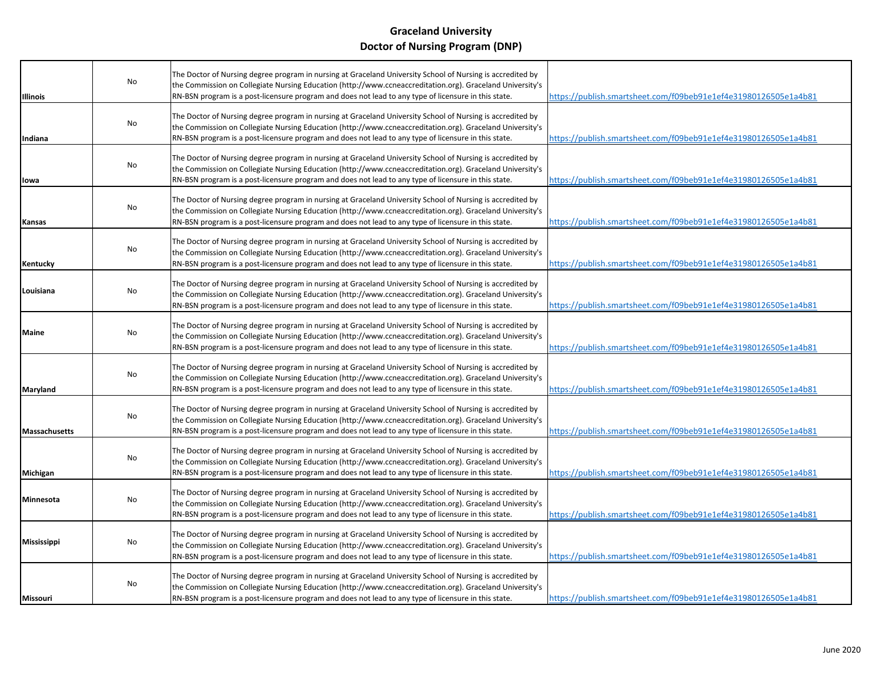## Graceland University
## Doctor of Nursing Program (DNP)

| | | | |
|---|---|---|---|
| **Illinois** | No | The Doctor of Nursing degree program in nursing at Graceland University School of Nursing is accredited by the Commission on Collegiate Nursing Education (http://www.ccneaccreditation.org). Graceland University's RN-BSN program is a post-licensure program and does not lead to any type of licensure in this state. | https://publish.smartsheet.com/f09beb91e1ef4e31980126505e1a4b81 |
| **Indiana** | No | The Doctor of Nursing degree program in nursing at Graceland University School of Nursing is accredited by the Commission on Collegiate Nursing Education (http://www.ccneaccreditation.org). Graceland University's RN-BSN program is a post-licensure program and does not lead to any type of licensure in this state. | https://publish.smartsheet.com/f09beb91e1ef4e31980126505e1a4b81 |
| **Iowa** | No | The Doctor of Nursing degree program in nursing at Graceland University School of Nursing is accredited by the Commission on Collegiate Nursing Education (http://www.ccneaccreditation.org). Graceland University's RN-BSN program is a post-licensure program and does not lead to any type of licensure in this state. | https://publish.smartsheet.com/f09beb91e1ef4e31980126505e1a4b81 |
| **Kansas** | No | The Doctor of Nursing degree program in nursing at Graceland University School of Nursing is accredited by the Commission on Collegiate Nursing Education (http://www.ccneaccreditation.org). Graceland University's RN-BSN program is a post-licensure program and does not lead to any type of licensure in this state. | https://publish.smartsheet.com/f09beb91e1ef4e31980126505e1a4b81 |
| **Kentucky** | No | The Doctor of Nursing degree program in nursing at Graceland University School of Nursing is accredited by the Commission on Collegiate Nursing Education (http://www.ccneaccreditation.org). Graceland University's RN-BSN program is a post-licensure program and does not lead to any type of licensure in this state. | https://publish.smartsheet.com/f09beb91e1ef4e31980126505e1a4b81 |
| **Louisiana** | No | The Doctor of Nursing degree program in nursing at Graceland University School of Nursing is accredited by the Commission on Collegiate Nursing Education (http://www.ccneaccreditation.org). Graceland University's RN-BSN program is a post-licensure program and does not lead to any type of licensure in this state. | https://publish.smartsheet.com/f09beb91e1ef4e31980126505e1a4b81 |
| **Maine** | No | The Doctor of Nursing degree program in nursing at Graceland University School of Nursing is accredited by the Commission on Collegiate Nursing Education (http://www.ccneaccreditation.org). Graceland University's RN-BSN program is a post-licensure program and does not lead to any type of licensure in this state. | https://publish.smartsheet.com/f09beb91e1ef4e31980126505e1a4b81 |
| **Maryland** | No | The Doctor of Nursing degree program in nursing at Graceland University School of Nursing is accredited by the Commission on Collegiate Nursing Education (http://www.ccneaccreditation.org). Graceland University's RN-BSN program is a post-licensure program and does not lead to any type of licensure in this state. | https://publish.smartsheet.com/f09beb91e1ef4e31980126505e1a4b81 |
| **Massachusetts** | No | The Doctor of Nursing degree program in nursing at Graceland University School of Nursing is accredited by the Commission on Collegiate Nursing Education (http://www.ccneaccreditation.org). Graceland University's RN-BSN program is a post-licensure program and does not lead to any type of licensure in this state. | https://publish.smartsheet.com/f09beb91e1ef4e31980126505e1a4b81 |
| **Michigan** | No | The Doctor of Nursing degree program in nursing at Graceland University School of Nursing is accredited by the Commission on Collegiate Nursing Education (http://www.ccneaccreditation.org). Graceland University's RN-BSN program is a post-licensure program and does not lead to any type of licensure in this state. | https://publish.smartsheet.com/f09beb91e1ef4e31980126505e1a4b81 |
| **Minnesota** | No | The Doctor of Nursing degree program in nursing at Graceland University School of Nursing is accredited by the Commission on Collegiate Nursing Education (http://www.ccneaccreditation.org). Graceland University's RN-BSN program is a post-licensure program and does not lead to any type of licensure in this state. | https://publish.smartsheet.com/f09beb91e1ef4e31980126505e1a4b81 |
| **Mississippi** | No | The Doctor of Nursing degree program in nursing at Graceland University School of Nursing is accredited by the Commission on Collegiate Nursing Education (http://www.ccneaccreditation.org). Graceland University's RN-BSN program is a post-licensure program and does not lead to any type of licensure in this state. | https://publish.smartsheet.com/f09beb91e1ef4e31980126505e1a4b81 |
| **Missouri** | No | The Doctor of Nursing degree program in nursing at Graceland University School of Nursing is accredited by the Commission on Collegiate Nursing Education (http://www.ccneaccreditation.org). Graceland University's RN-BSN program is a post-licensure program and does not lead to any type of licensure in this state. | https://publish.smartsheet.com/f09beb91e1ef4e31980126505e1a4b81 |

June 2020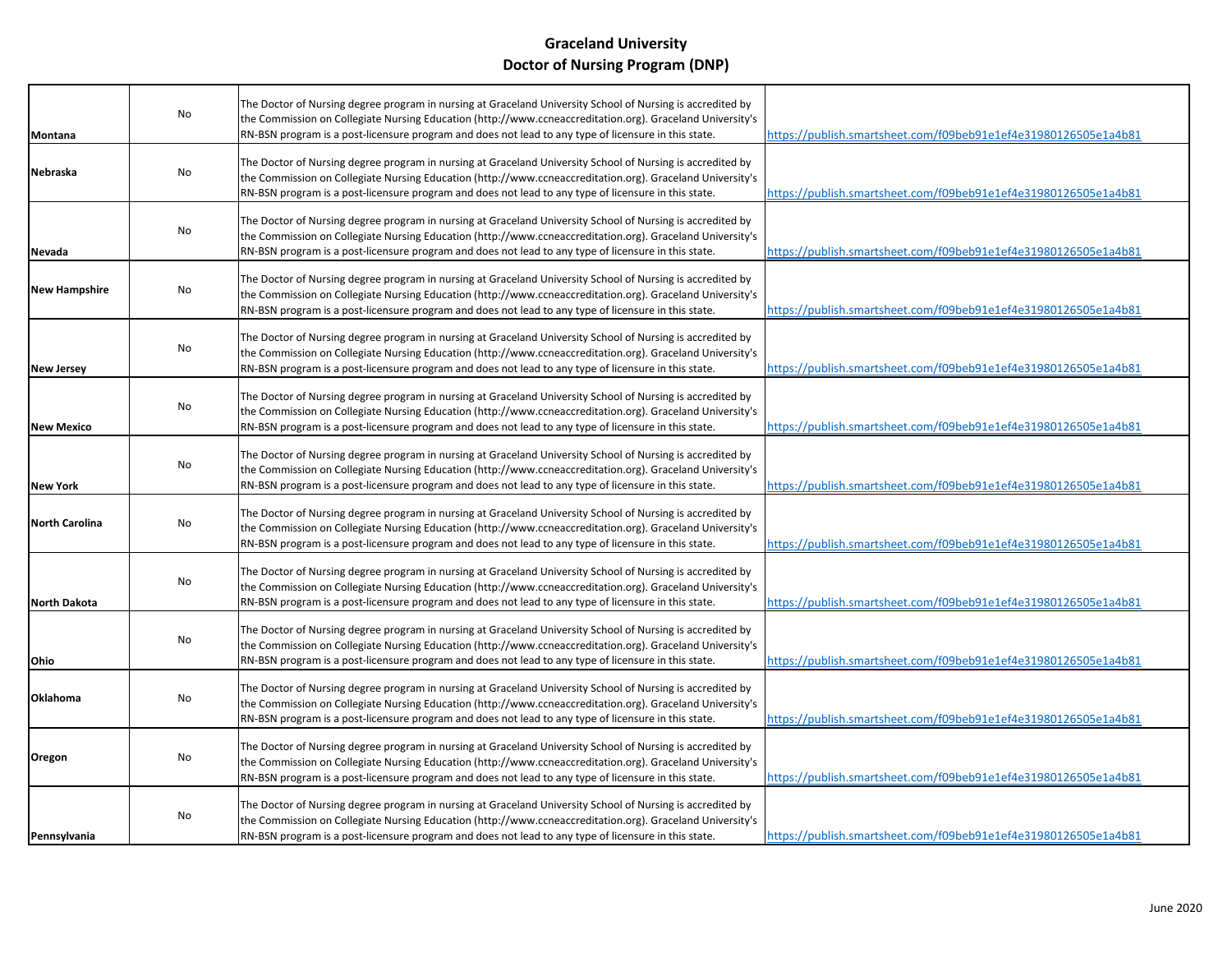# Graceland University
## Doctor of Nursing Program (DNP)

| | | | |
|---|---|---|---|
| **Montana** | No | The Doctor of Nursing degree program in nursing at Graceland University School of Nursing is accredited by the Commission on Collegiate Nursing Education (http://www.ccneaccreditation.org). Graceland University's RN-BSN program is a post-licensure program and does not lead to any type of licensure in this state. | https://publish.smartsheet.com/f09beb91e1ef4e31980126505e1a4b81 |
| **Nebraska** | No | The Doctor of Nursing degree program in nursing at Graceland University School of Nursing is accredited by the Commission on Collegiate Nursing Education (http://www.ccneaccreditation.org). Graceland University's RN-BSN program is a post-licensure program and does not lead to any type of licensure in this state. | https://publish.smartsheet.com/f09beb91e1ef4e31980126505e1a4b81 |
| **Nevada** | No | The Doctor of Nursing degree program in nursing at Graceland University School of Nursing is accredited by the Commission on Collegiate Nursing Education (http://www.ccneaccreditation.org). Graceland University's RN-BSN program is a post-licensure program and does not lead to any type of licensure in this state. | https://publish.smartsheet.com/f09beb91e1ef4e31980126505e1a4b81 |
| **New Hampshire** | No | The Doctor of Nursing degree program in nursing at Graceland University School of Nursing is accredited by the Commission on Collegiate Nursing Education (http://www.ccneaccreditation.org). Graceland University's RN-BSN program is a post-licensure program and does not lead to any type of licensure in this state. | https://publish.smartsheet.com/f09beb91e1ef4e31980126505e1a4b81 |
| **New Jersey** | No | The Doctor of Nursing degree program in nursing at Graceland University School of Nursing is accredited by the Commission on Collegiate Nursing Education (http://www.ccneaccreditation.org). Graceland University's RN-BSN program is a post-licensure program and does not lead to any type of licensure in this state. | https://publish.smartsheet.com/f09beb91e1ef4e31980126505e1a4b81 |
| **New Mexico** | No | The Doctor of Nursing degree program in nursing at Graceland University School of Nursing is accredited by the Commission on Collegiate Nursing Education (http://www.ccneaccreditation.org). Graceland University's RN-BSN program is a post-licensure program and does not lead to any type of licensure in this state. | https://publish.smartsheet.com/f09beb91e1ef4e31980126505e1a4b81 |
| **New York** | No | The Doctor of Nursing degree program in nursing at Graceland University School of Nursing is accredited by the Commission on Collegiate Nursing Education (http://www.ccneaccreditation.org). Graceland University's RN-BSN program is a post-licensure program and does not lead to any type of licensure in this state. | https://publish.smartsheet.com/f09beb91e1ef4e31980126505e1a4b81 |
| **North Carolina** | No | The Doctor of Nursing degree program in nursing at Graceland University School of Nursing is accredited by the Commission on Collegiate Nursing Education (http://www.ccneaccreditation.org). Graceland University's RN-BSN program is a post-licensure program and does not lead to any type of licensure in this state. | https://publish.smartsheet.com/f09beb91e1ef4e31980126505e1a4b81 |
| **North Dakota** | No | The Doctor of Nursing degree program in nursing at Graceland University School of Nursing is accredited by the Commission on Collegiate Nursing Education (http://www.ccneaccreditation.org). Graceland University's RN-BSN program is a post-licensure program and does not lead to any type of licensure in this state. | https://publish.smartsheet.com/f09beb91e1ef4e31980126505e1a4b81 |
| **Ohio** | No | The Doctor of Nursing degree program in nursing at Graceland University School of Nursing is accredited by the Commission on Collegiate Nursing Education (http://www.ccneaccreditation.org). Graceland University's RN-BSN program is a post-licensure program and does not lead to any type of licensure in this state. | https://publish.smartsheet.com/f09beb91e1ef4e31980126505e1a4b81 |
| **Oklahoma** | No | The Doctor of Nursing degree program in nursing at Graceland University School of Nursing is accredited by the Commission on Collegiate Nursing Education (http://www.ccneaccreditation.org). Graceland University's RN-BSN program is a post-licensure program and does not lead to any type of licensure in this state. | https://publish.smartsheet.com/f09beb91e1ef4e31980126505e1a4b81 |
| **Oregon** | No | The Doctor of Nursing degree program in nursing at Graceland University School of Nursing is accredited by the Commission on Collegiate Nursing Education (http://www.ccneaccreditation.org). Graceland University's RN-BSN program is a post-licensure program and does not lead to any type of licensure in this state. | https://publish.smartsheet.com/f09beb91e1ef4e31980126505e1a4b81 |
| **Pennsylvania** | No | The Doctor of Nursing degree program in nursing at Graceland University School of Nursing is accredited by the Commission on Collegiate Nursing Education (http://www.ccneaccreditation.org). Graceland University's RN-BSN program is a post-licensure program and does not lead to any type of licensure in this state. | https://publish.smartsheet.com/f09beb91e1ef4e31980126505e1a4b81 |

June 2020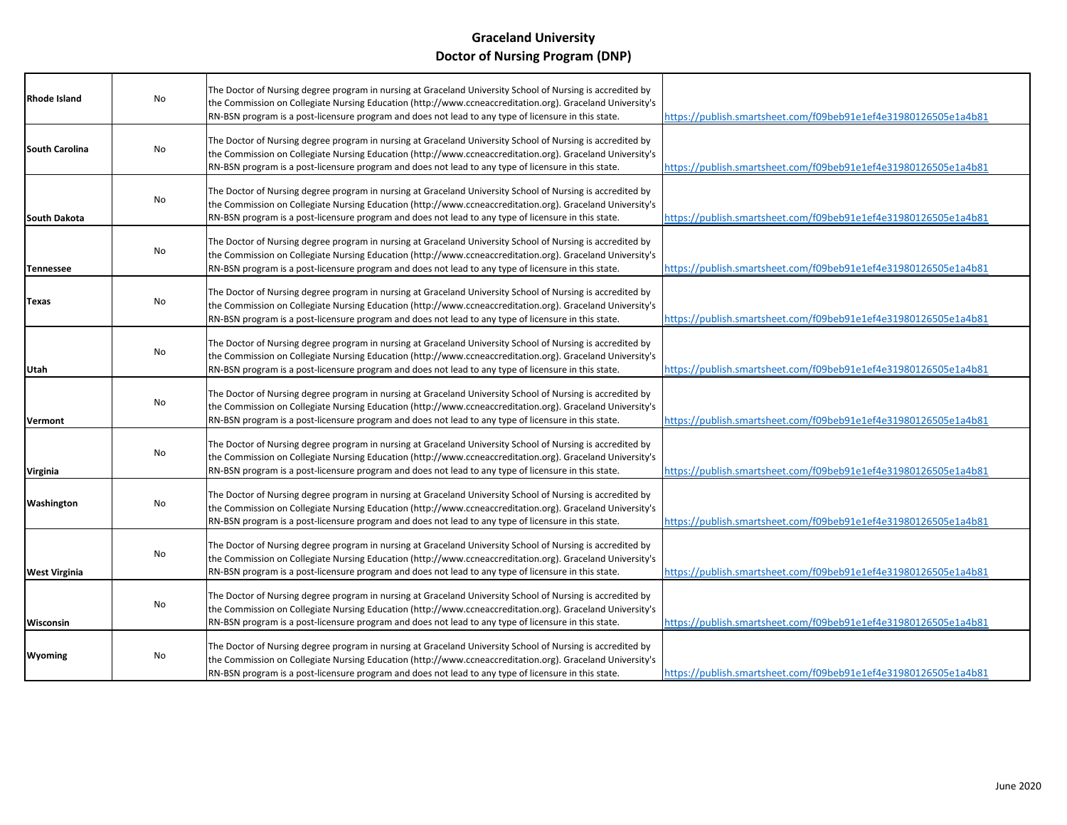# Graceland University
## Doctor of Nursing Program (DNP)

| | | | |
|---|---|---|---|
| **Rhode Island** | No | The Doctor of Nursing degree program in nursing at Graceland University School of Nursing is accredited by the Commission on Collegiate Nursing Education (http://www.ccneaccreditation.org). Graceland University's RN-BSN program is a post-licensure program and does not lead to any type of licensure in this state. | https://publish.smartsheet.com/f09beb91e1ef4e31980126505e1a4b81 |
| **South Carolina** | No | The Doctor of Nursing degree program in nursing at Graceland University School of Nursing is accredited by the Commission on Collegiate Nursing Education (http://www.ccneaccreditation.org). Graceland University's RN-BSN program is a post-licensure program and does not lead to any type of licensure in this state. | https://publish.smartsheet.com/f09beb91e1ef4e31980126505e1a4b81 |
| **South Dakota** | No | The Doctor of Nursing degree program in nursing at Graceland University School of Nursing is accredited by the Commission on Collegiate Nursing Education (http://www.ccneaccreditation.org). Graceland University's RN-BSN program is a post-licensure program and does not lead to any type of licensure in this state. | https://publish.smartsheet.com/f09beb91e1ef4e31980126505e1a4b81 |
| **Tennessee** | No | The Doctor of Nursing degree program in nursing at Graceland University School of Nursing is accredited by the Commission on Collegiate Nursing Education (http://www.ccneaccreditation.org). Graceland University's RN-BSN program is a post-licensure program and does not lead to any type of licensure in this state. | https://publish.smartsheet.com/f09beb91e1ef4e31980126505e1a4b81 |
| **Texas** | No | The Doctor of Nursing degree program in nursing at Graceland University School of Nursing is accredited by the Commission on Collegiate Nursing Education (http://www.ccneaccreditation.org). Graceland University's RN-BSN program is a post-licensure program and does not lead to any type of licensure in this state. | https://publish.smartsheet.com/f09beb91e1ef4e31980126505e1a4b81 |
| **Utah** | No | The Doctor of Nursing degree program in nursing at Graceland University School of Nursing is accredited by the Commission on Collegiate Nursing Education (http://www.ccneaccreditation.org). Graceland University's RN-BSN program is a post-licensure program and does not lead to any type of licensure in this state. | https://publish.smartsheet.com/f09beb91e1ef4e31980126505e1a4b81 |
| **Vermont** | No | The Doctor of Nursing degree program in nursing at Graceland University School of Nursing is accredited by the Commission on Collegiate Nursing Education (http://www.ccneaccreditation.org). Graceland University's RN-BSN program is a post-licensure program and does not lead to any type of licensure in this state. | https://publish.smartsheet.com/f09beb91e1ef4e31980126505e1a4b81 |
| **Virginia** | No | The Doctor of Nursing degree program in nursing at Graceland University School of Nursing is accredited by the Commission on Collegiate Nursing Education (http://www.ccneaccreditation.org). Graceland University's RN-BSN program is a post-licensure program and does not lead to any type of licensure in this state. | https://publish.smartsheet.com/f09beb91e1ef4e31980126505e1a4b81 |
| **Washington** | No | The Doctor of Nursing degree program in nursing at Graceland University School of Nursing is accredited by the Commission on Collegiate Nursing Education (http://www.ccneaccreditation.org). Graceland University's RN-BSN program is a post-licensure program and does not lead to any type of licensure in this state. | https://publish.smartsheet.com/f09beb91e1ef4e31980126505e1a4b81 |
| **West Virginia** | No | The Doctor of Nursing degree program in nursing at Graceland University School of Nursing is accredited by the Commission on Collegiate Nursing Education (http://www.ccneaccreditation.org). Graceland University's RN-BSN program is a post-licensure program and does not lead to any type of licensure in this state. | https://publish.smartsheet.com/f09beb91e1ef4e31980126505e1a4b81 |
| **Wisconsin** | No | The Doctor of Nursing degree program in nursing at Graceland University School of Nursing is accredited by the Commission on Collegiate Nursing Education (http://www.ccneaccreditation.org). Graceland University's RN-BSN program is a post-licensure program and does not lead to any type of licensure in this state. | https://publish.smartsheet.com/f09beb91e1ef4e31980126505e1a4b81 |
| **Wyoming** | No | The Doctor of Nursing degree program in nursing at Graceland University School of Nursing is accredited by the Commission on Collegiate Nursing Education (http://www.ccneaccreditation.org). Graceland University's RN-BSN program is a post-licensure program and does not lead to any type of licensure in this state. | https://publish.smartsheet.com/f09beb91e1ef4e31980126505e1a4b81 |

June 2020